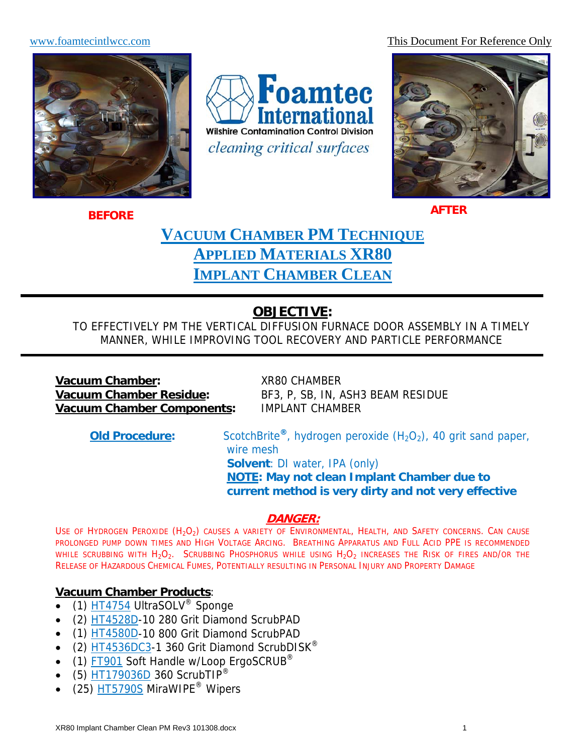www.foamtecintlwcc.com

This Document For Reference Only

**BEFORE**

**Foamtec International**
Wilshire Contamination Control Division
*cleaning critical surfaces*

**AFTER**

# VACUUM CHAMBER PM TECHNIQUE
# APPLIED MATERIALS XR80
# IMPLANT CHAMBER CLEAN

## OBJECTIVE:

TO EFFECTIVELY PM THE VERTICAL DIFFUSION FURNACE DOOR ASSEMBLY IN A TIMELY MANNER, WHILE IMPROVING TOOL RECOVERY AND PARTICLE PERFORMANCE

**Vacuum Chamber:** XR80 CHAMBER
**Vacuum Chamber Residue:** BF3, P, SB, IN, ASH3 BEAM RESIDUE
**Vacuum Chamber Components:** IMPLANT CHAMBER

**Old Procedure:** ScotchBrite®, hydrogen peroxide ($H_2O_2$), 40 grit sand paper, wire mesh
**Solvent**: DI water, IPA (only)
**NOTE: May not clean Implant Chamber due to current method is very dirty and not very effective**

### DANGER:

USE OF HYDROGEN PEROXIDE ($H_2O_2$) CAUSES A VARIETY OF ENVIRONMENTAL, HEALTH, AND SAFETY CONCERNS. CAN CAUSE PROLONGED PUMP DOWN TIMES AND HIGH VOLTAGE ARCING. BREATHING APPARATUS AND FULL ACID PPE IS RECOMMENDED WHILE SCRUBBING WITH $H_2O_2$. SCRUBBING PHOSPHORUS WHILE USING $H_2O_2$ INCREASES THE RISK OF FIRES AND/OR THE RELEASE OF HAZARDOUS CHEMICAL FUMES, POTENTIALLY RESULTING IN PERSONAL INJURY AND PROPERTY DAMAGE

**Vacuum Chamber Products**:

- (1) HT4754 UltraSOLV® Sponge
- (2) HT4528D-10 280 Grit Diamond ScrubPAD
- (1) HT4580D-10 800 Grit Diamond ScrubPAD
- (2) HT4536DC3-1 360 Grit Diamond ScrubDISK®
- (1) FT901 Soft Handle w/Loop ErgoSCRUB®
- (5) HT179036D 360 ScrubTIP®
- (25) HT5790S MiraWIPE® Wipers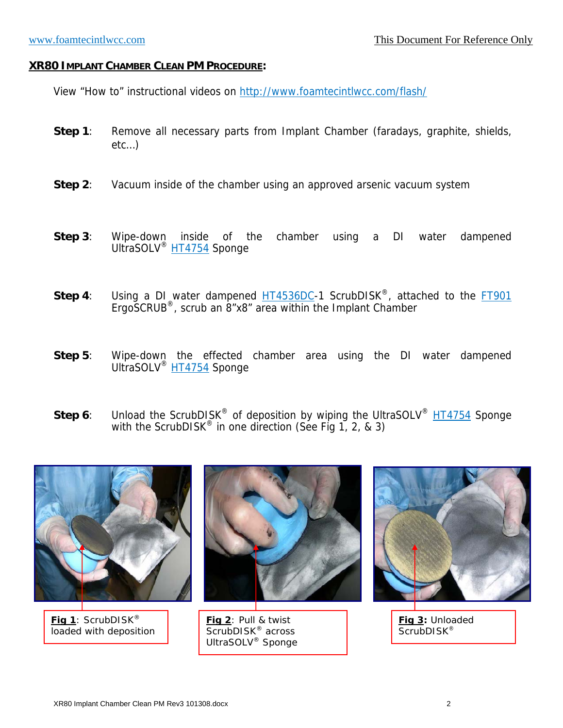## XR80 IMPLANT CHAMBER CLEAN PM PROCEDURE:

View "How to" instructional videos on http://www.foamtecintlwcc.com/flash/

**Step 1**: Remove all necessary parts from Implant Chamber (faradays, graphite, shields, etc...)

**Step 2**: Vacuum inside of the chamber using an approved arsenic vacuum system

**Step 3**: Wipe-down inside of the chamber using a DI water dampened UltraSOLV® HT4754 Sponge

**Step 4**: Using a DI water dampened HT4536DC-1 ScrubDISK®, attached to the FT901 ErgoSCRUB®, scrub an 8"x8" area within the Implant Chamber

**Step 5**: Wipe-down the effected chamber area using the DI water dampened UltraSOLV® HT4754 Sponge

**Step 6**: Unload the ScrubDISK® of deposition by wiping the UltraSOLV® HT4754 Sponge with the ScrubDISK® in one direction (See Fig 1, 2, & 3)

**Fig 1**: ScrubDISK® loaded with deposition

**Fig 2**: Pull & twist ScrubDISK® across UltraSOLV® Sponge

**Fig 3**: Unloaded ScrubDISK®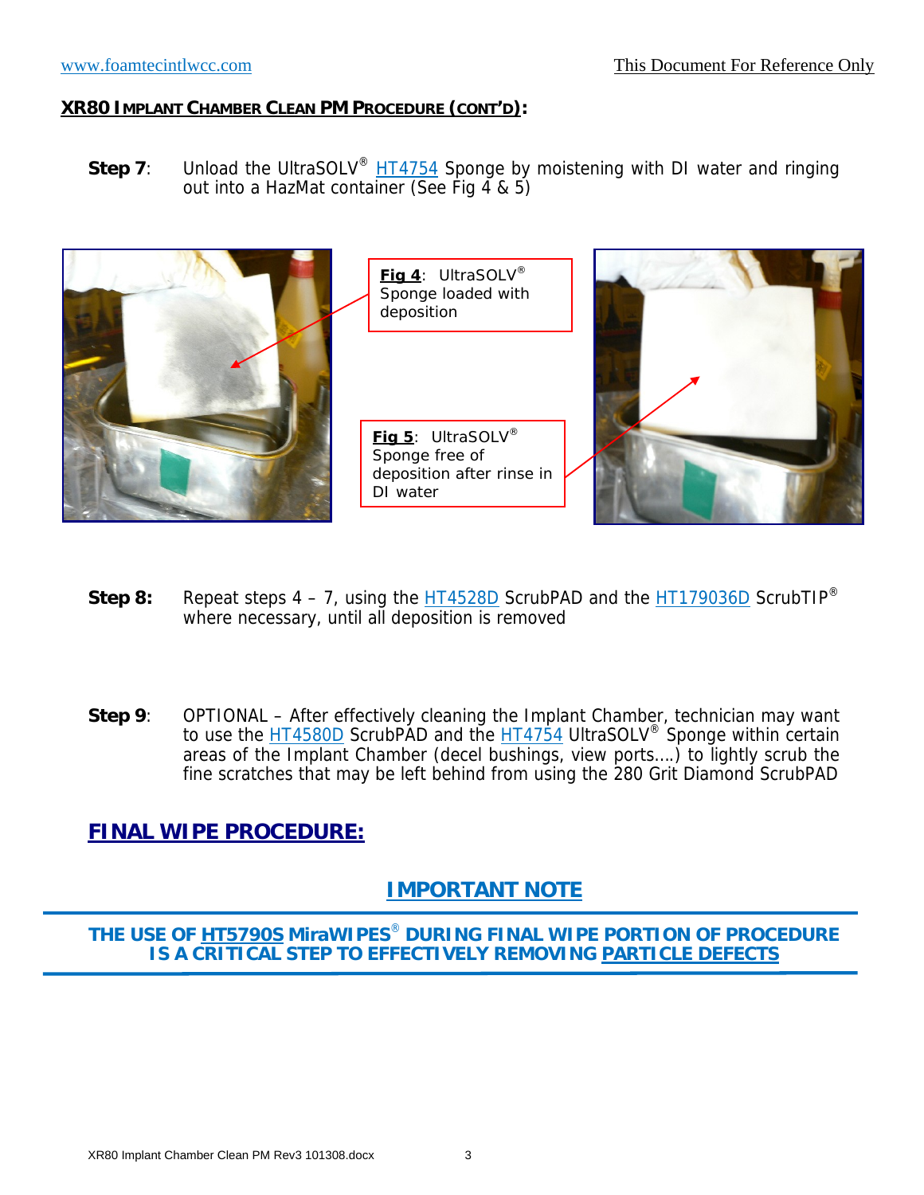## XR80 IMPLANT CHAMBER CLEAN PM PROCEDURE (CONT'D):

**Step 7**: Unload the UltraSOLV® HT4754 Sponge by moistening with DI water and ringing out into a HazMat container (See Fig 4 & 5)

**Fig 4**: UltraSOLV® Sponge loaded with deposition

**Fig 5**: UltraSOLV® Sponge free of deposition after rinse in DI water

**Step 8:** Repeat steps 4 – 7, using the HT4528D ScrubPAD and the HT179036D ScrubTIP® where necessary, until all deposition is removed

**Step 9**: OPTIONAL – After effectively cleaning the Implant Chamber, technician may want to use the HT4580D ScrubPAD and the HT4754 UltraSOLV® Sponge within certain areas of the Implant Chamber (decel bushings, view ports….) to lightly scrub the fine scratches that may be left behind from using the 280 Grit Diamond ScrubPAD

## FINAL WIPE PROCEDURE:

### IMPORTANT NOTE

**THE USE OF HT5790S MiraWIPES® DURING FINAL WIPE PORTION OF PROCEDURE IS A CRITICAL STEP TO EFFECTIVELY REMOVING PARTICLE DEFECTS**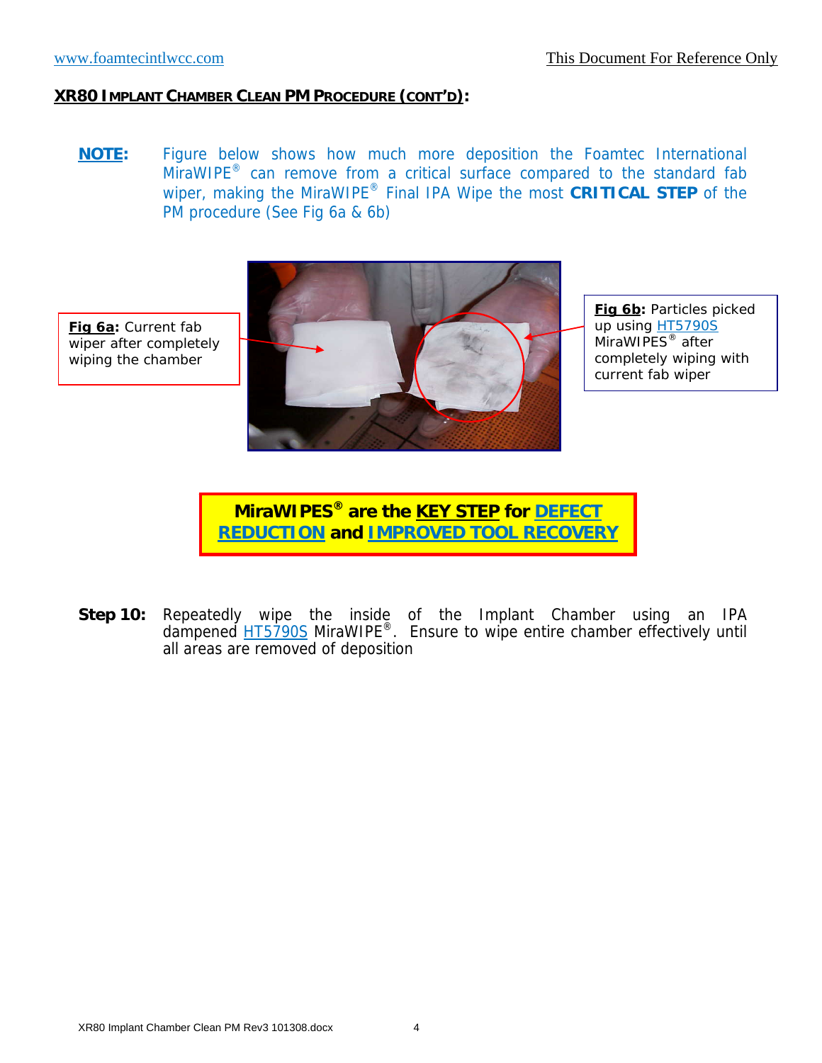**XR80 IMPLANT CHAMBER CLEAN PM PROCEDURE (CONT'D):**

**NOTE:** Figure below shows how much more deposition the Foamtec International MiraWIPE® can remove from a critical surface compared to the standard fab wiper, making the MiraWIPE® Final IPA Wipe the most **CRITICAL STEP** of the PM procedure (See Fig 6a & 6b)

**Fig 6a:** Current fab wiper after completely wiping the chamber

**Fig 6b:** Particles picked up using HT5790S MiraWIPES® after completely wiping with current fab wiper

**MiraWIPES® are the KEY STEP for DEFECT REDUCTION and IMPROVED TOOL RECOVERY**

**Step 10:** Repeatedly wipe the inside of the Implant Chamber using an IPA dampened HT5790S MiraWIPE®. Ensure to wipe entire chamber effectively until all areas are removed of deposition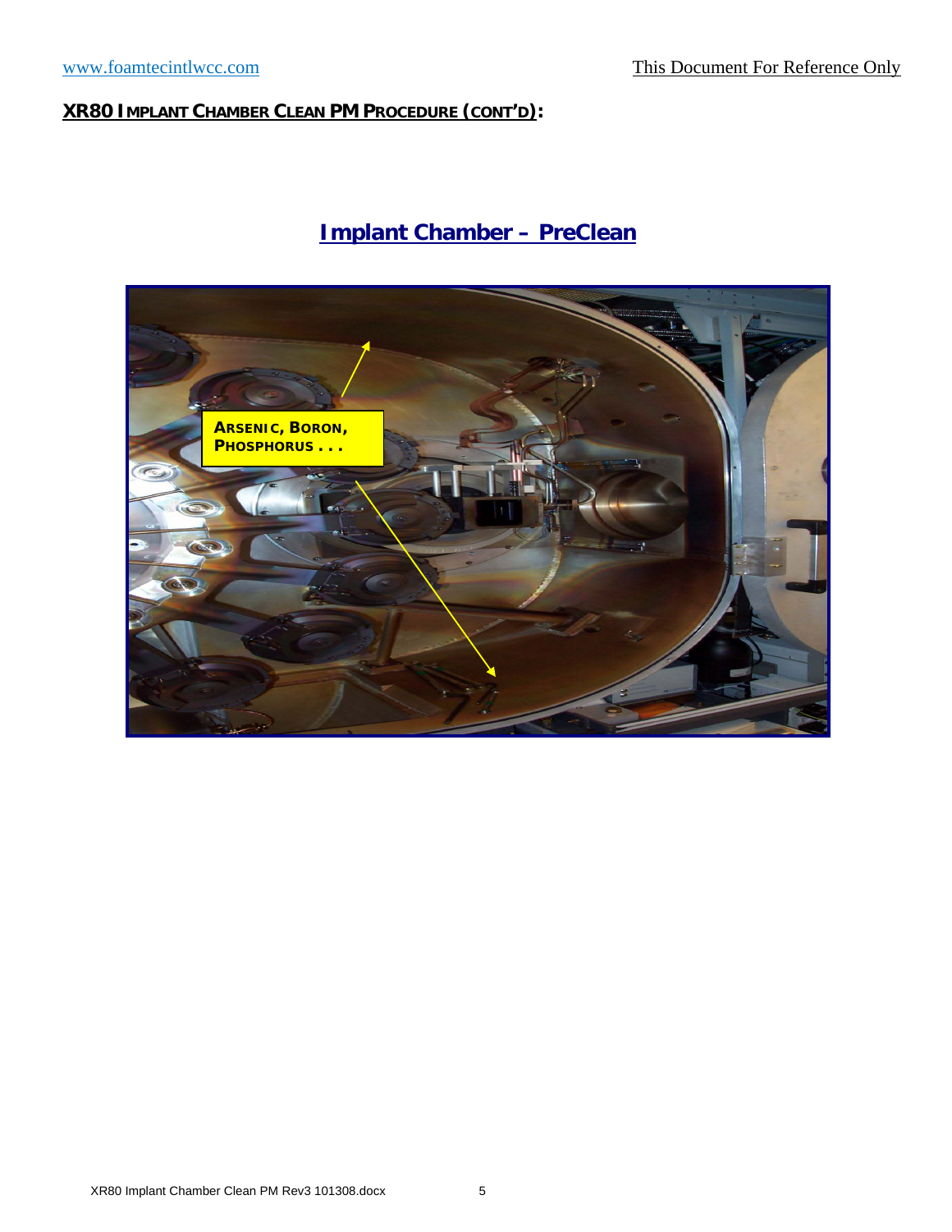**XR80 IMPLANT CHAMBER CLEAN PM PROCEDURE (CONT'D):**

## Implant Chamber – PreClean

ARSENIC, BORON, PHOSPHORUS . . .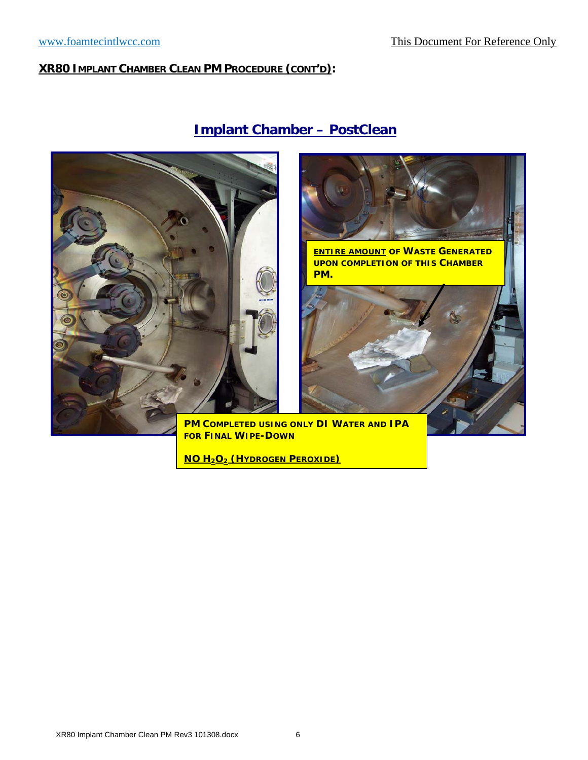**XR80 IMPLANT CHAMBER CLEAN PM PROCEDURE (CONT'D):**

## Implant Chamber – PostClean

**ENTIRE AMOUNT OF WASTE GENERATED UPON COMPLETION OF THIS CHAMBER PM.**

**PM COMPLETED USING ONLY DI WATER AND IPA FOR FINAL WIPE-DOWN**

**NO $H_2O_2$ (HYDROGEN PEROXIDE)**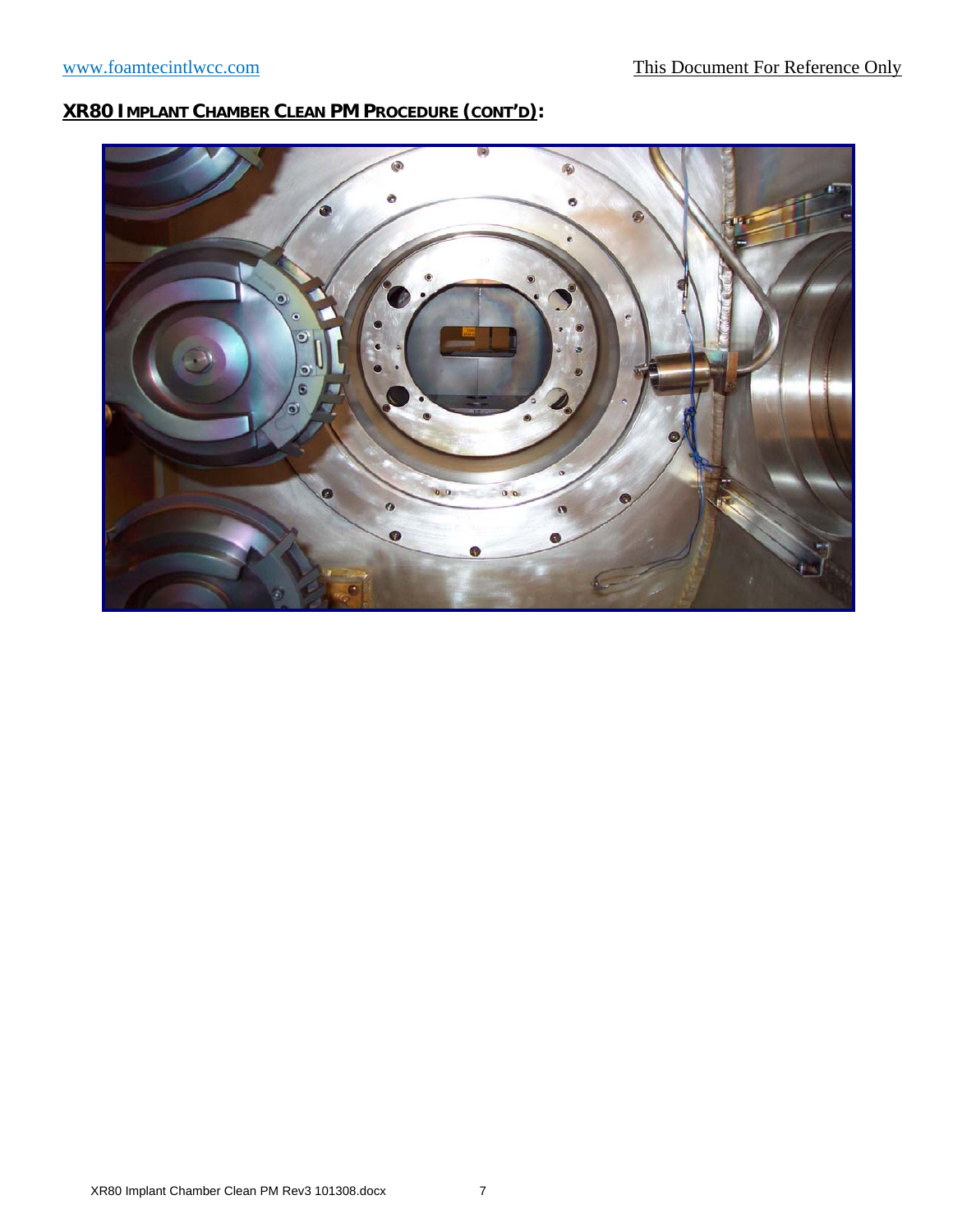## XR80 IMPLANT CHAMBER CLEAN PM PROCEDURE (CONT'D):